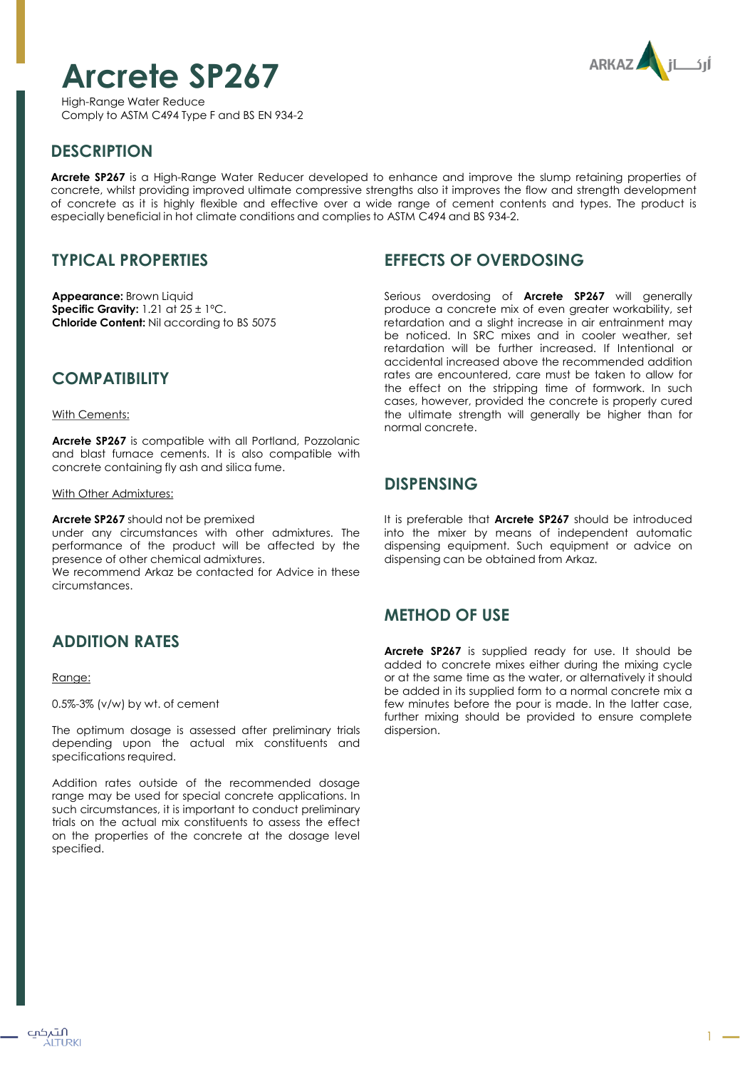# Arcrete SP267

High-Range Water Reduce
Comply to ASTM C494 Type F and BS EN 934-2

## DESCRIPTION

**Arcrete SP267** is a High-Range Water Reducer developed to enhance and improve the slump retaining properties of concrete, whilst providing improved ultimate compressive strengths also it improves the flow and strength development of concrete as it is highly flexible and effective over a wide range of cement contents and types. The product is especially beneficial in hot climate conditions and complies to ASTM C494 and BS 934-2.

## TYPICAL PROPERTIES

**Appearance:** Brown Liquid
**Specific Gravity:** 1.21 at 25 ± 1°C.
**Chloride Content:** Nil according to BS 5075

## COMPATIBILITY

With Cements:

**Arcrete SP267** is compatible with all Portland, Pozzolanic and blast furnace cements. It is also compatible with concrete containing fly ash and silica fume.

With Other Admixtures:

**Arcrete SP267** should not be premixed under any circumstances with other admixtures. The performance of the product will be affected by the presence of other chemical admixtures.
We recommend Arkaz be contacted for Advice in these circumstances.

## ADDITION RATES

Range:

0.5%-3% (v/w) by wt. of cement

The optimum dosage is assessed after preliminary trials depending upon the actual mix constituents and specifications required.

Addition rates outside of the recommended dosage range may be used for special concrete applications. In such circumstances, it is important to conduct preliminary trials on the actual mix constituents to assess the effect on the properties of the concrete at the dosage level specified.

## EFFECTS OF OVERDOSING

Serious overdosing of **Arcrete SP267** will generally produce a concrete mix of even greater workability, set retardation and a slight increase in air entrainment may be noticed. In SRC mixes and in cooler weather, set retardation will be further increased. If Intentional or accidental increased above the recommended addition rates are encountered, care must be taken to allow for the effect on the stripping time of formwork. In such cases, however, provided the concrete is properly cured the ultimate strength will generally be higher than for normal concrete.

## DISPENSING

It is preferable that **Arcrete SP267** should be introduced into the mixer by means of independent automatic dispensing equipment. Such equipment or advice on dispensing can be obtained from Arkaz.

## METHOD OF USE

**Arcrete SP267** is supplied ready for use. It should be added to concrete mixes either during the mixing cycle or at the same time as the water, or alternatively it should be added in its supplied form to a normal concrete mix a few minutes before the pour is made. In the latter case, further mixing should be provided to ensure complete dispersion.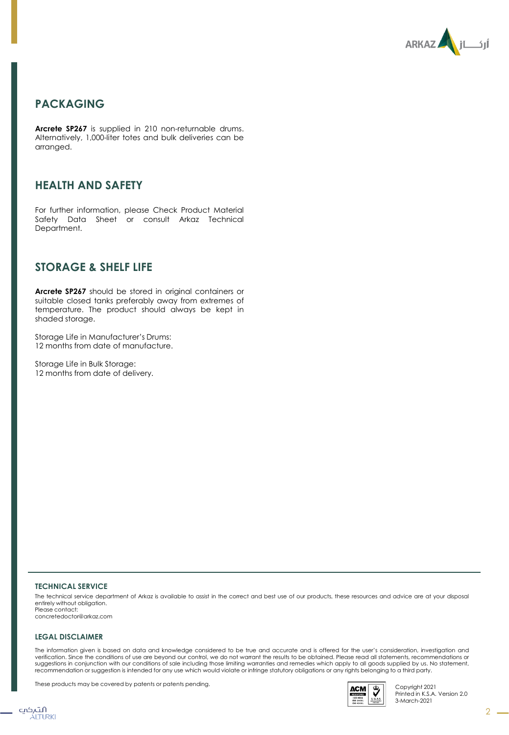## PACKAGING

**Arcrete SP267** is supplied in 210 non-returnable drums. Alternatively, 1,000-liter totes and bulk deliveries can be arranged.

## HEALTH AND SAFETY

For further information, please Check Product Material Safety Data Sheet or consult Arkaz Technical Department.

## STORAGE & SHELF LIFE

**Arcrete SP267** should be stored in original containers or suitable closed tanks preferably away from extremes of temperature. The product should always be kept in shaded storage.

Storage Life in Manufacturer's Drums:
12 months from date of manufacture.

Storage Life in Bulk Storage:
12 months from date of delivery.

### TECHNICAL SERVICE

The technical service department of Arkaz is available to assist in the correct and best use of our products, these resources and advice are at your disposal entirely without obligation.
Please contact:
concretedoctor@arkaz.com

### LEGAL DISCLAIMER

The information given is based on data and knowledge considered to be true and accurate and is offered for the user's consideration, investigation and verification. Since the conditions of use are beyond our control, we do not warrant the results to be obtained. Please read all statements, recommendations or suggestions in conjunction with our conditions of sale including those limiting warranties and remedies which apply to all goods supplied by us. No statement, recommendation or suggestion is intended for any use which would violate or infringe statutory obligations or any rights belonging to a third party.

These products may be covered by patents or patents pending.

Copyright 2021
Printed in K.S.A. Version 2.0
3-March-2021